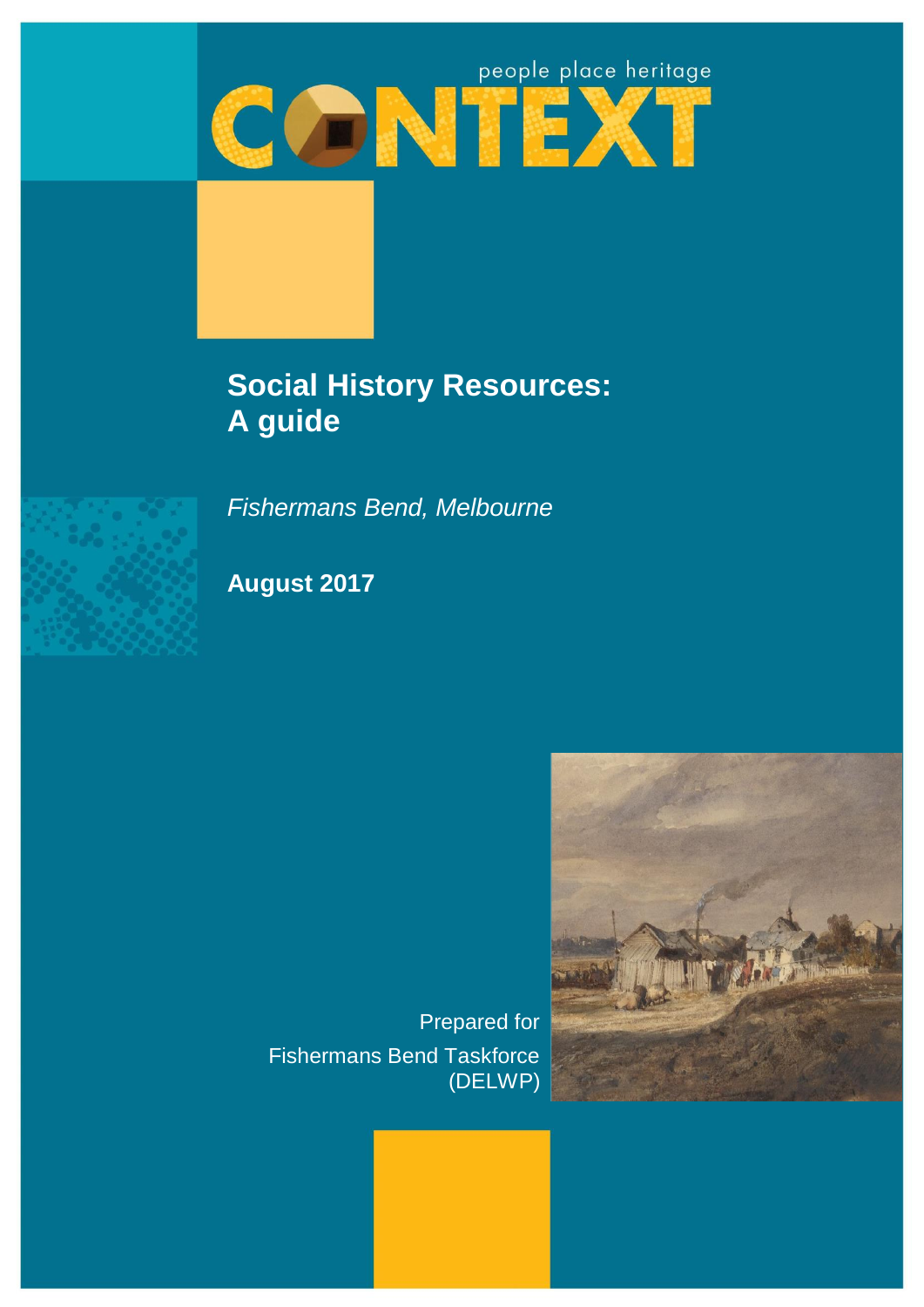people place heritage

CONTEXT

# Social History Resources: A guide

*Fishermans Bend, Melbourne*

**August 2017**

Prepared for
Fishermans Bend Taskforce
(DELWP)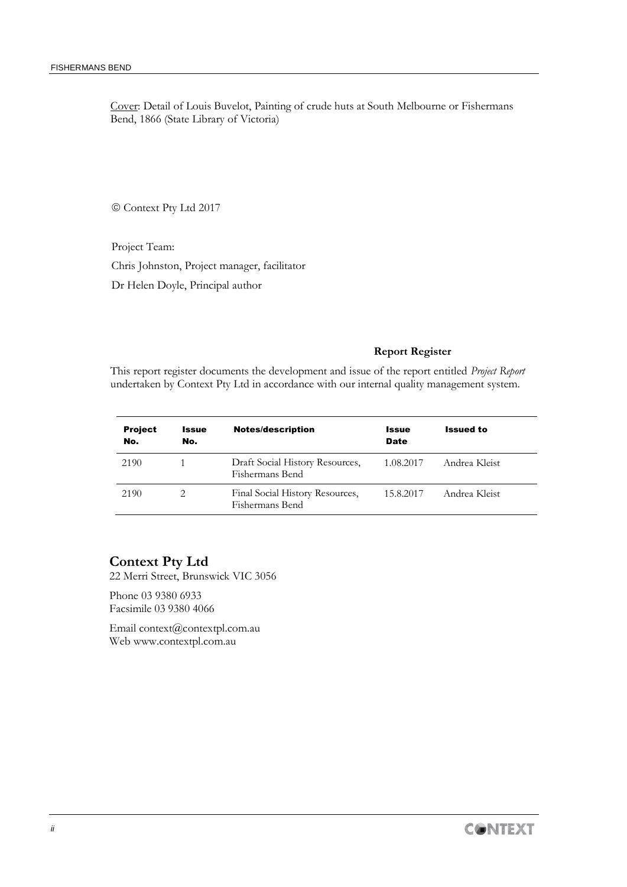Cover: Detail of Louis Buvelot, Painting of crude huts at South Melbourne or Fishermans Bend, 1866 (State Library of Victoria)

© Context Pty Ltd 2017

Project Team:

Chris Johnston, Project manager, facilitator

Dr Helen Doyle, Principal author

**Report Register**

This report register documents the development and issue of the report entitled *Project Report* undertaken by Context Pty Ltd in accordance with our internal quality management system.

| Project No. | Issue No. | Notes/description | Issue Date | Issued to |
|---|---|---|---|---|
| 2190 | 1 | Draft Social History Resources, Fishermans Bend | 1.08.2017 | Andrea Kleist |
| 2190 | 2 | Final Social History Resources, Fishermans Bend | 15.8.2017 | Andrea Kleist |

## Context Pty Ltd

22 Merri Street, Brunswick VIC 3056

Phone 03 9380 6933
Facsimile 03 9380 4066

Email context@contextpl.com.au
Web www.contextpl.com.au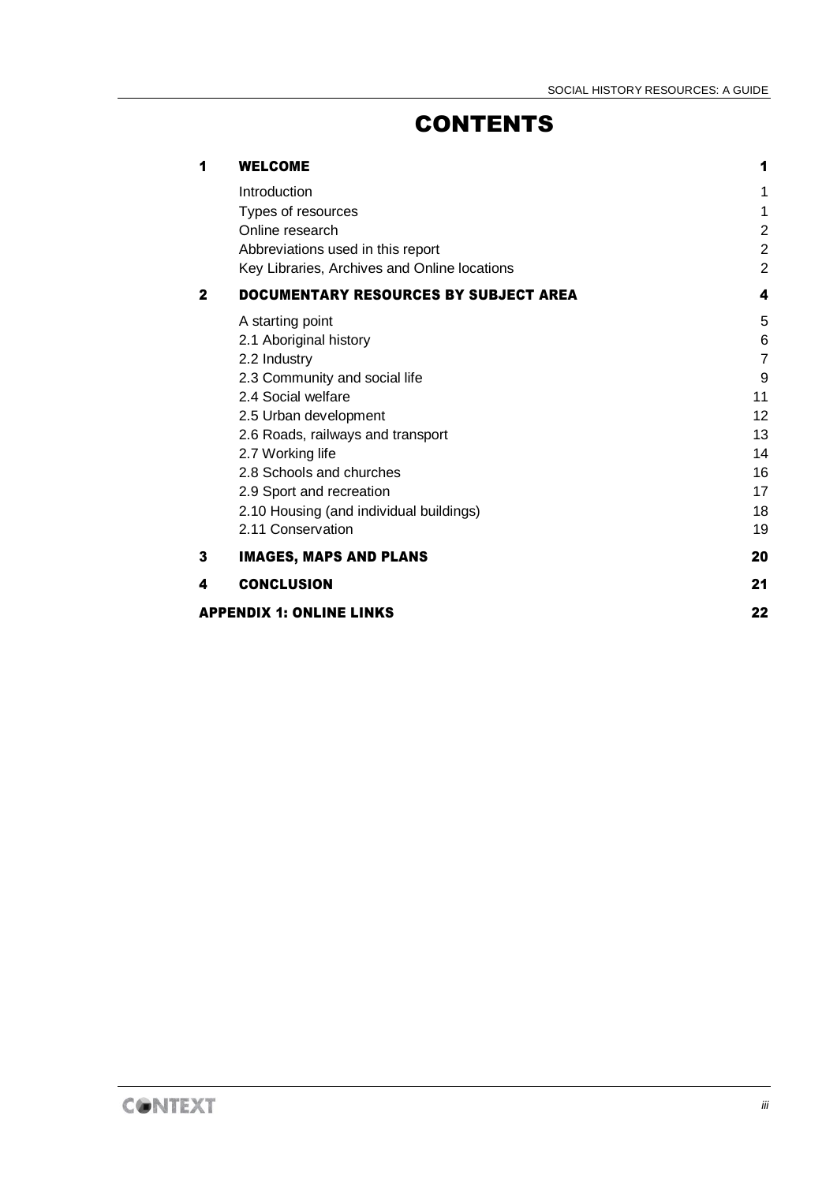# CONTENTS

| | | |
|---|---|---|
| **1** | **WELCOME** | **1** |
| | Introduction | 1 |
| | Types of resources | 1 |
| | Online research | 2 |
| | Abbreviations used in this report | 2 |
| | Key Libraries, Archives and Online locations | 2 |
| **2** | **DOCUMENTARY RESOURCES BY SUBJECT AREA** | **4** |
| | A starting point | 5 |
| | 2.1 Aboriginal history | 6 |
| | 2.2 Industry | 7 |
| | 2.3 Community and social life | 9 |
| | 2.4 Social welfare | 11 |
| | 2.5 Urban development | 12 |
| | 2.6 Roads, railways and transport | 13 |
| | 2.7 Working life | 14 |
| | 2.8 Schools and churches | 16 |
| | 2.9 Sport and recreation | 17 |
| | 2.10 Housing (and individual buildings) | 18 |
| | 2.11 Conservation | 19 |
| **3** | **IMAGES, MAPS AND PLANS** | **20** |
| **4** | **CONCLUSION** | **21** |
| **APPENDIX 1: ONLINE LINKS** | | **22** |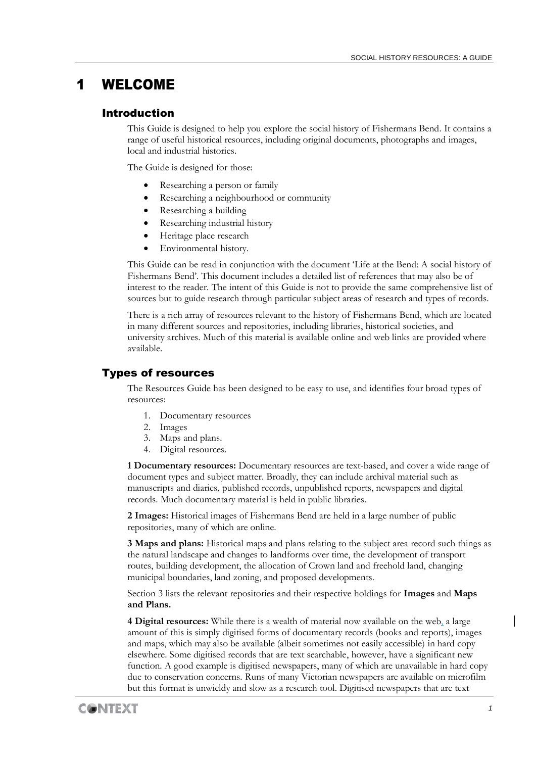# 1 WELCOME

## Introduction

This Guide is designed to help you explore the social history of Fishermans Bend. It contains a range of useful historical resources, including original documents, photographs and images, local and industrial histories.

The Guide is designed for those:

- Researching a person or family
- Researching a neighbourhood or community
- Researching a building
- Researching industrial history
- Heritage place research
- Environmental history.

This Guide can be read in conjunction with the document 'Life at the Bend: A social history of Fishermans Bend'. This document includes a detailed list of references that may also be of interest to the reader. The intent of this Guide is not to provide the same comprehensive list of sources but to guide research through particular subject areas of research and types of records.

There is a rich array of resources relevant to the history of Fishermans Bend, which are located in many different sources and repositories, including libraries, historical societies, and university archives. Much of this material is available online and web links are provided where available.

## Types of resources

The Resources Guide has been designed to be easy to use, and identifies four broad types of resources:

1. Documentary resources
2. Images
3. Maps and plans.
4. Digital resources.

**1 Documentary resources:** Documentary resources are text-based, and cover a wide range of document types and subject matter. Broadly, they can include archival material such as manuscripts and diaries, published records, unpublished reports, newspapers and digital records. Much documentary material is held in public libraries.

**2 Images:** Historical images of Fishermans Bend are held in a large number of public repositories, many of which are online.

**3 Maps and plans:** Historical maps and plans relating to the subject area record such things as the natural landscape and changes to landforms over time, the development of transport routes, building development, the allocation of Crown land and freehold land, changing municipal boundaries, land zoning, and proposed developments.

Section 3 lists the relevant repositories and their respective holdings for **Images** and **Maps and Plans.**

**4 Digital resources:** While there is a wealth of material now available on the web, a large amount of this is simply digitised forms of documentary records (books and reports), images and maps, which may also be available (albeit sometimes not easily accessible) in hard copy elsewhere. Some digitised records that are text searchable, however, have a significant new function. A good example is digitised newspapers, many of which are unavailable in hard copy due to conservation concerns. Runs of many Victorian newspapers are available on microfilm but this format is unwieldy and slow as a research tool. Digitised newspapers that are text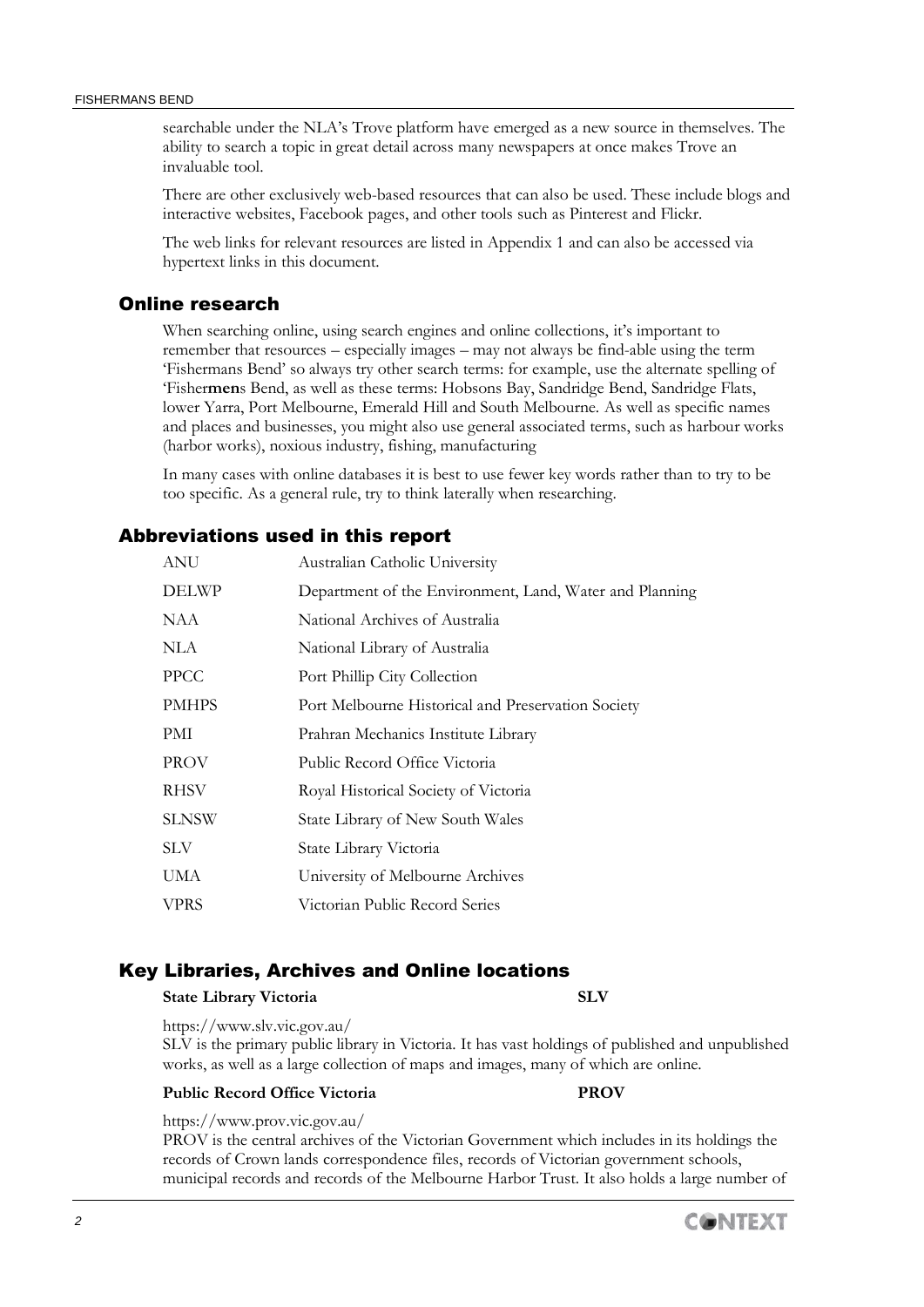searchable under the NLA's Trove platform have emerged as a new source in themselves. The ability to search a topic in great detail across many newspapers at once makes Trove an invaluable tool.

There are other exclusively web-based resources that can also be used. These include blogs and interactive websites, Facebook pages, and other tools such as Pinterest and Flickr.

The web links for relevant resources are listed in Appendix 1 and can also be accessed via hypertext links in this document.

## Online research

When searching online, using search engines and online collections, it's important to remember that resources – especially images – may not always be find-able using the term 'Fishermans Bend' so always try other search terms: for example, use the alternate spelling of 'Fisher**men**s Bend, as well as these terms: Hobsons Bay, Sandridge Bend, Sandridge Flats, lower Yarra, Port Melbourne, Emerald Hill and South Melbourne. As well as specific names and places and businesses, you might also use general associated terms, such as harbour works (harbor works), noxious industry, fishing, manufacturing

In many cases with online databases it is best to use fewer key words rather than to try to be too specific. As a general rule, try to think laterally when researching.

## Abbreviations used in this report

| | |
|---|---|
| ANU | Australian Catholic University |
| DELWP | Department of the Environment, Land, Water and Planning |
| NAA | National Archives of Australia |
| NLA | National Library of Australia |
| PPCC | Port Phillip City Collection |
| PMHPS | Port Melbourne Historical and Preservation Society |
| PMI | Prahran Mechanics Institute Library |
| PROV | Public Record Office Victoria |
| RHSV | Royal Historical Society of Victoria |
| SLNSW | State Library of New South Wales |
| SLV | State Library Victoria |
| UMA | University of Melbourne Archives |
| VPRS | Victorian Public Record Series |

## Key Libraries, Archives and Online locations

**State Library Victoria** **SLV**

https://www.slv.vic.gov.au/
SLV is the primary public library in Victoria. It has vast holdings of published and unpublished works, as well as a large collection of maps and images, many of which are online.

**Public Record Office Victoria** **PROV**

https://www.prov.vic.gov.au/
PROV is the central archives of the Victorian Government which includes in its holdings the records of Crown lands correspondence files, records of Victorian government schools, municipal records and records of the Melbourne Harbor Trust. It also holds a large number of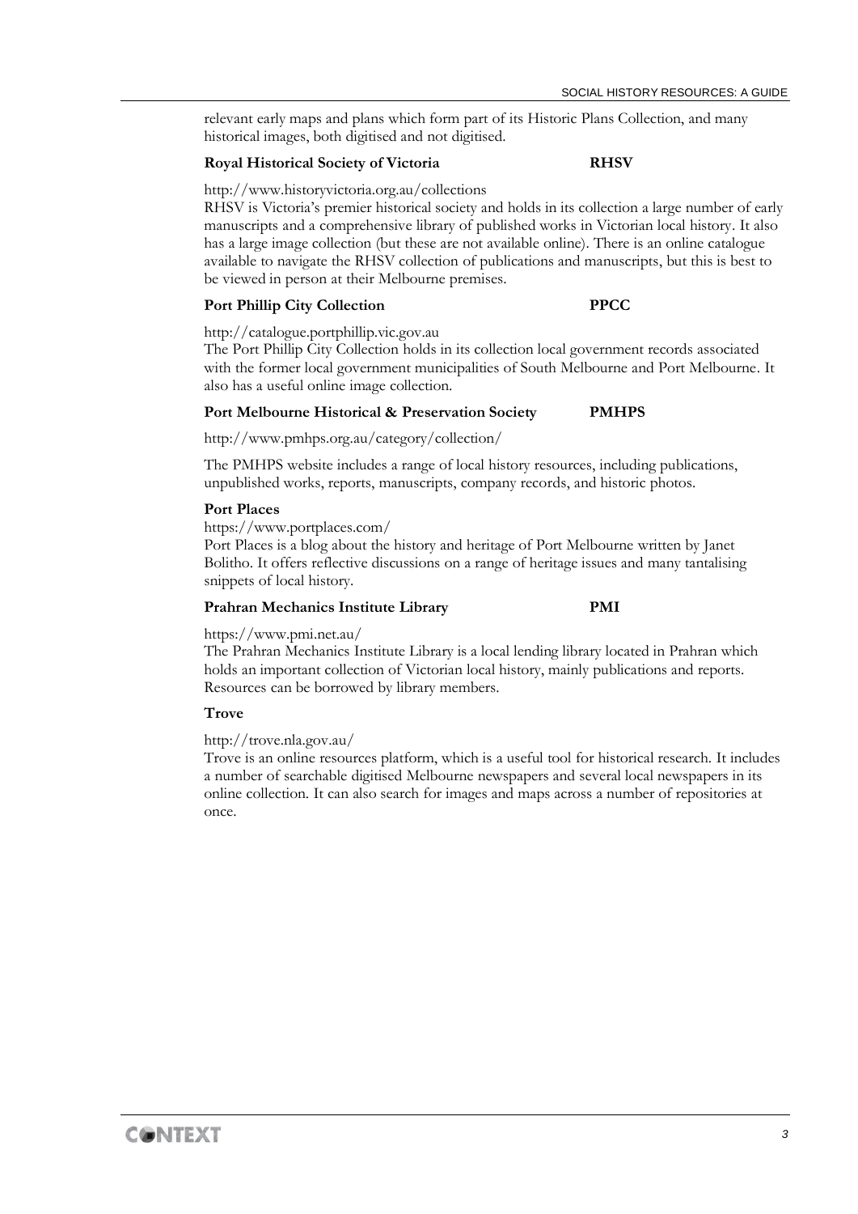relevant early maps and plans which form part of its Historic Plans Collection, and many historical images, both digitised and not digitised.

**Royal Historical Society of Victoria** **RHSV**

http://www.historyvictoria.org.au/collections

RHSV is Victoria's premier historical society and holds in its collection a large number of early manuscripts and a comprehensive library of published works in Victorian local history. It also has a large image collection (but these are not available online). There is an online catalogue available to navigate the RHSV collection of publications and manuscripts, but this is best to be viewed in person at their Melbourne premises.

**Port Phillip City Collection** **PPCC**

http://catalogue.portphillip.vic.gov.au

The Port Phillip City Collection holds in its collection local government records associated with the former local government municipalities of South Melbourne and Port Melbourne. It also has a useful online image collection.

**Port Melbourne Historical & Preservation Society** **PMHPS**

http://www.pmhps.org.au/category/collection/

The PMHPS website includes a range of local history resources, including publications, unpublished works, reports, manuscripts, company records, and historic photos.

**Port Places**

https://www.portplaces.com/

Port Places is a blog about the history and heritage of Port Melbourne written by Janet Bolitho. It offers reflective discussions on a range of heritage issues and many tantalising snippets of local history.

**Prahran Mechanics Institute Library** **PMI**

https://www.pmi.net.au/

The Prahran Mechanics Institute Library is a local lending library located in Prahran which holds an important collection of Victorian local history, mainly publications and reports. Resources can be borrowed by library members.

**Trove**

http://trove.nla.gov.au/

Trove is an online resources platform, which is a useful tool for historical research. It includes a number of searchable digitised Melbourne newspapers and several local newspapers in its online collection. It can also search for images and maps across a number of repositories at once.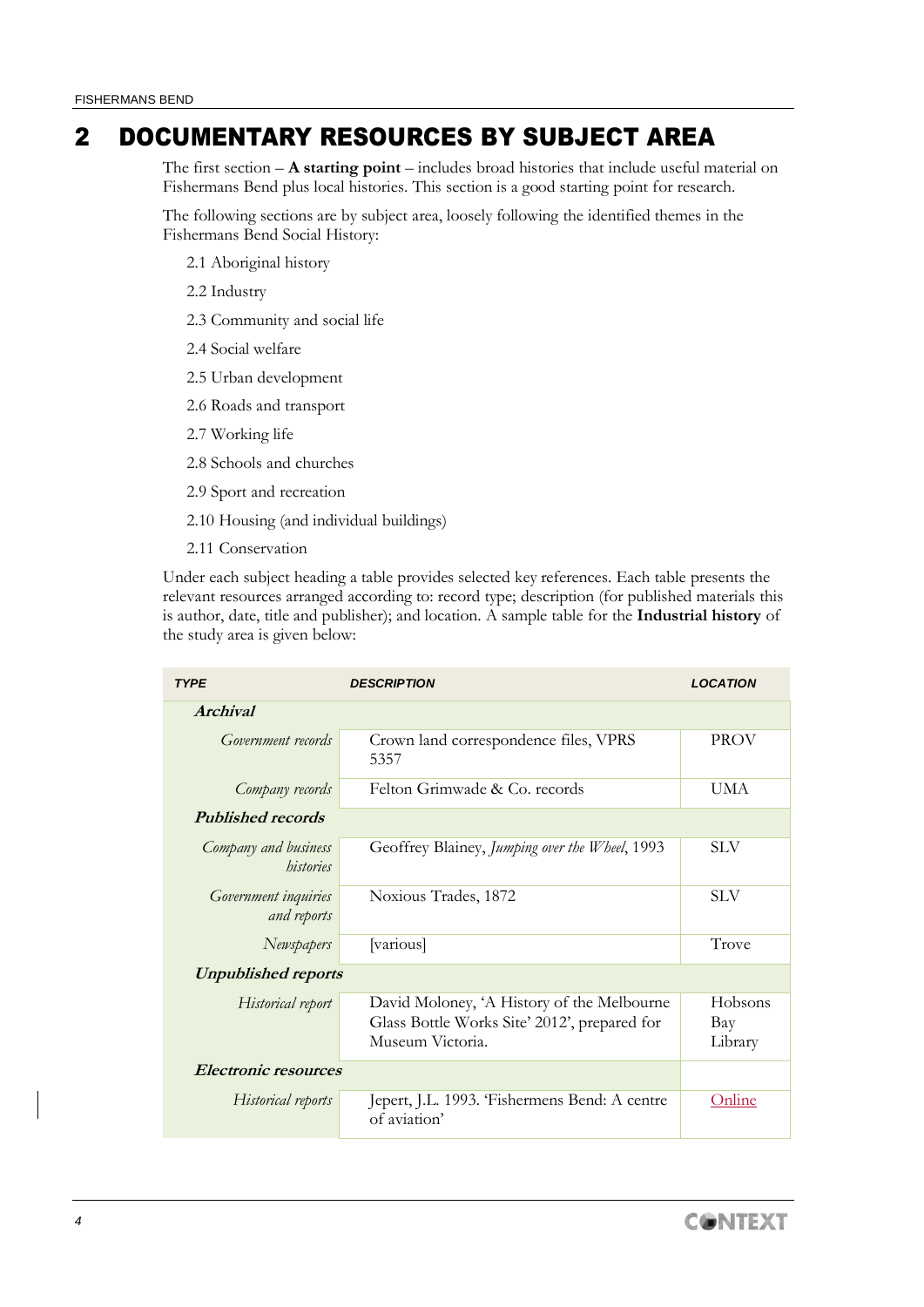# 2 DOCUMENTARY RESOURCES BY SUBJECT AREA

The first section – **A starting point** – includes broad histories that include useful material on Fishermans Bend plus local histories. This section is a good starting point for research.

The following sections are by subject area, loosely following the identified themes in the Fishermans Bend Social History:

2.1 Aboriginal history

2.2 Industry

2.3 Community and social life

2.4 Social welfare

2.5 Urban development

2.6 Roads and transport

2.7 Working life

2.8 Schools and churches

2.9 Sport and recreation

2.10 Housing (and individual buildings)

2.11 Conservation

Under each subject heading a table provides selected key references. Each table presents the relevant resources arranged according to: record type; description (for published materials this is author, date, title and publisher); and location. A sample table for the **Industrial history** of the study area is given below:

| TYPE | DESCRIPTION | LOCATION |
|---|---|---|
| ***Archival*** | | |
| *Government records* | Crown land correspondence files, VPRS 5357 | PROV |
| *Company records* | Felton Grimwade & Co. records | UMA |
| ***Published records*** | | |
| *Company and business histories* | Geoffrey Blainey, *Jumping over the Wheel*, 1993 | SLV |
| *Government inquiries and reports* | Noxious Trades, 1872 | SLV |
| *Newspapers* | [various] | Trove |
| ***Unpublished reports*** | | |
| *Historical report* | David Moloney, 'A History of the Melbourne Glass Bottle Works Site' 2012', prepared for Museum Victoria. | Hobsons Bay Library |
| ***Electronic resources*** | | |
| *Historical reports* | Jepert, J.L. 1993. 'Fishermens Bend: A centre of aviation' | Online |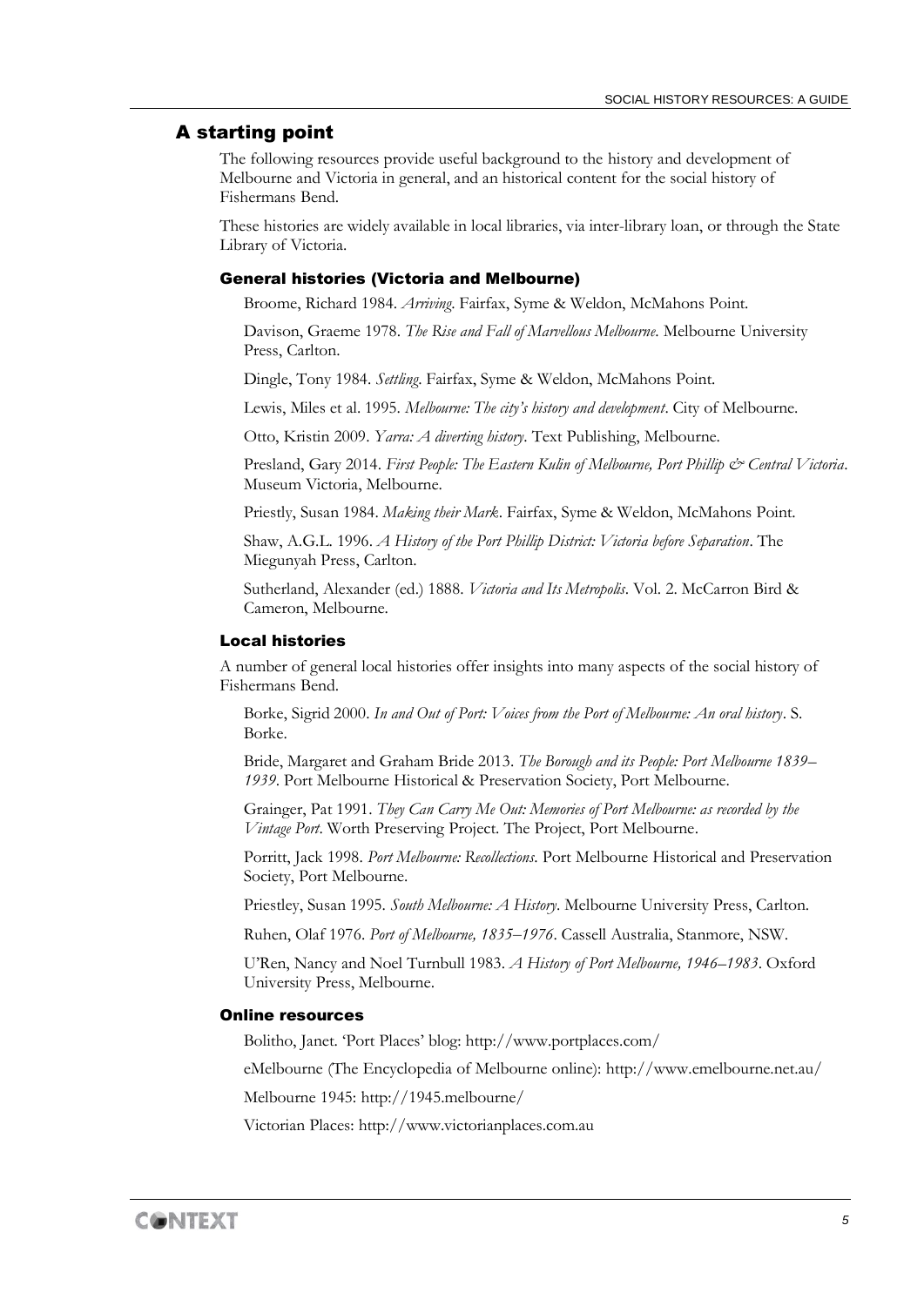## A starting point

The following resources provide useful background to the history and development of Melbourne and Victoria in general, and an historical content for the social history of Fishermans Bend.

These histories are widely available in local libraries, via inter-library loan, or through the State Library of Victoria.

### General histories (Victoria and Melbourne)

Broome, Richard 1984. *Arriving*. Fairfax, Syme & Weldon, McMahons Point.

Davison, Graeme 1978. *The Rise and Fall of Marvellous Melbourne*. Melbourne University Press, Carlton.

Dingle, Tony 1984. *Settling*. Fairfax, Syme & Weldon, McMahons Point.

Lewis, Miles et al. 1995. *Melbourne: The city's history and development*. City of Melbourne.

Otto, Kristin 2009. *Yarra: A diverting history*. Text Publishing, Melbourne.

Presland, Gary 2014. *First People: The Eastern Kulin of Melbourne, Port Phillip & Central Victoria*. Museum Victoria, Melbourne.

Priestly, Susan 1984. *Making their Mark*. Fairfax, Syme & Weldon, McMahons Point.

Shaw, A.G.L. 1996. *A History of the Port Phillip District: Victoria before Separation*. The Miegunyah Press, Carlton.

Sutherland, Alexander (ed.) 1888. *Victoria and Its Metropolis*. Vol. 2. McCarron Bird & Cameron, Melbourne.

### Local histories

A number of general local histories offer insights into many aspects of the social history of Fishermans Bend.

Borke, Sigrid 2000. *In and Out of Port: Voices from the Port of Melbourne: An oral history*. S. Borke.

Bride, Margaret and Graham Bride 2013. *The Borough and its People: Port Melbourne 1839–1939*. Port Melbourne Historical & Preservation Society, Port Melbourne.

Grainger, Pat 1991. *They Can Carry Me Out: Memories of Port Melbourne: as recorded by the Vintage Port*. Worth Preserving Project. The Project, Port Melbourne.

Porritt, Jack 1998. *Port Melbourne: Recollections*. Port Melbourne Historical and Preservation Society, Port Melbourne.

Priestley, Susan 1995. *South Melbourne: A History*. Melbourne University Press, Carlton.

Ruhen, Olaf 1976. *Port of Melbourne, 1835–1976*. Cassell Australia, Stanmore, NSW.

U'Ren, Nancy and Noel Turnbull 1983. *A History of Port Melbourne, 1946–1983*. Oxford University Press, Melbourne.

### Online resources

Bolitho, Janet. 'Port Places' blog: http://www.portplaces.com/

eMelbourne (The Encyclopedia of Melbourne online): http://www.emelbourne.net.au/

Melbourne 1945: http://1945.melbourne/

Victorian Places: http://www.victorianplaces.com.au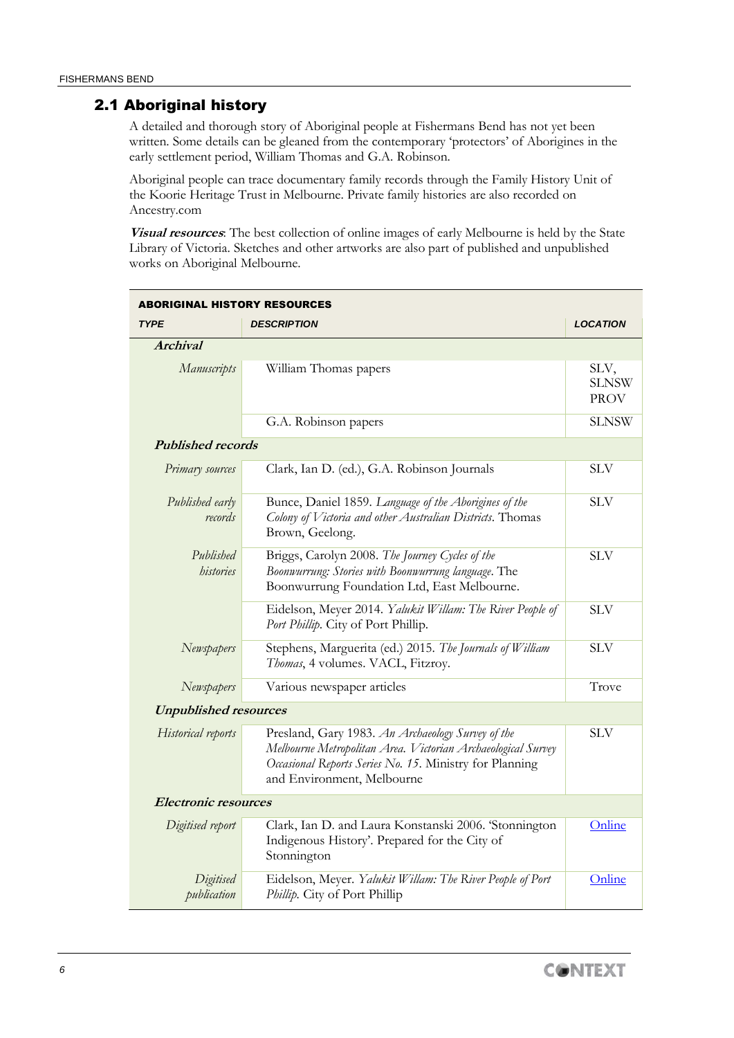## 2.1 Aboriginal history

A detailed and thorough story of Aboriginal people at Fishermans Bend has not yet been written. Some details can be gleaned from the contemporary 'protectors' of Aborigines in the early settlement period, William Thomas and G.A. Robinson.

Aboriginal people can trace documentary family records through the Family History Unit of the Koorie Heritage Trust in Melbourne. Private family histories are also recorded on Ancestry.com

***Visual resources***: The best collection of online images of early Melbourne is held by the State Library of Victoria. Sketches and other artworks are also part of published and unpublished works on Aboriginal Melbourne.

**ABORIGINAL HISTORY RESOURCES**

| *TYPE* | *DESCRIPTION* | *LOCATION* |
|---|---|---|
| ***Archival*** | | |
| *Manuscripts* | William Thomas papers | SLV, SLNSW PROV |
| | G.A. Robinson papers | SLNSW |
| ***Published records*** | | |
| *Primary sources* | Clark, Ian D. (ed.), G.A. Robinson Journals | SLV |
| *Published early records* | Bunce, Daniel 1859. *Language of the Aborigines of the Colony of Victoria and other Australian Districts*. Thomas Brown, Geelong. | SLV |
| *Published histories* | Briggs, Carolyn 2008. *The Journey Cycles of the Boonwurrung: Stories with Boonwurrung language*. The Boonwurrung Foundation Ltd, East Melbourne. | SLV |
| | Eidelson, Meyer 2014. *Yalukit Willam: The River People of Port Phillip*. City of Port Phillip. | SLV |
| *Newspapers* | Stephens, Marguerita (ed.) 2015. *The Journals of William Thomas*, 4 volumes. VACL, Fitzroy. | SLV |
| *Newspapers* | Various newspaper articles | Trove |
| ***Unpublished resources*** | | |
| *Historical reports* | Presland, Gary 1983. *An Archaeology Survey of the Melbourne Metropolitan Area. Victorian Archaeological Survey Occasional Reports Series No. 15*. Ministry for Planning and Environment, Melbourne | SLV |
| ***Electronic resources*** | | |
| *Digitised report* | Clark, Ian D. and Laura Konstanski 2006. 'Stonnington Indigenous History'. Prepared for the City of Stonnington | Online |
| *Digitised publication* | Eidelson, Meyer. *Yalukit Willam: The River People of Port Phillip*. City of Port Phillip | Online |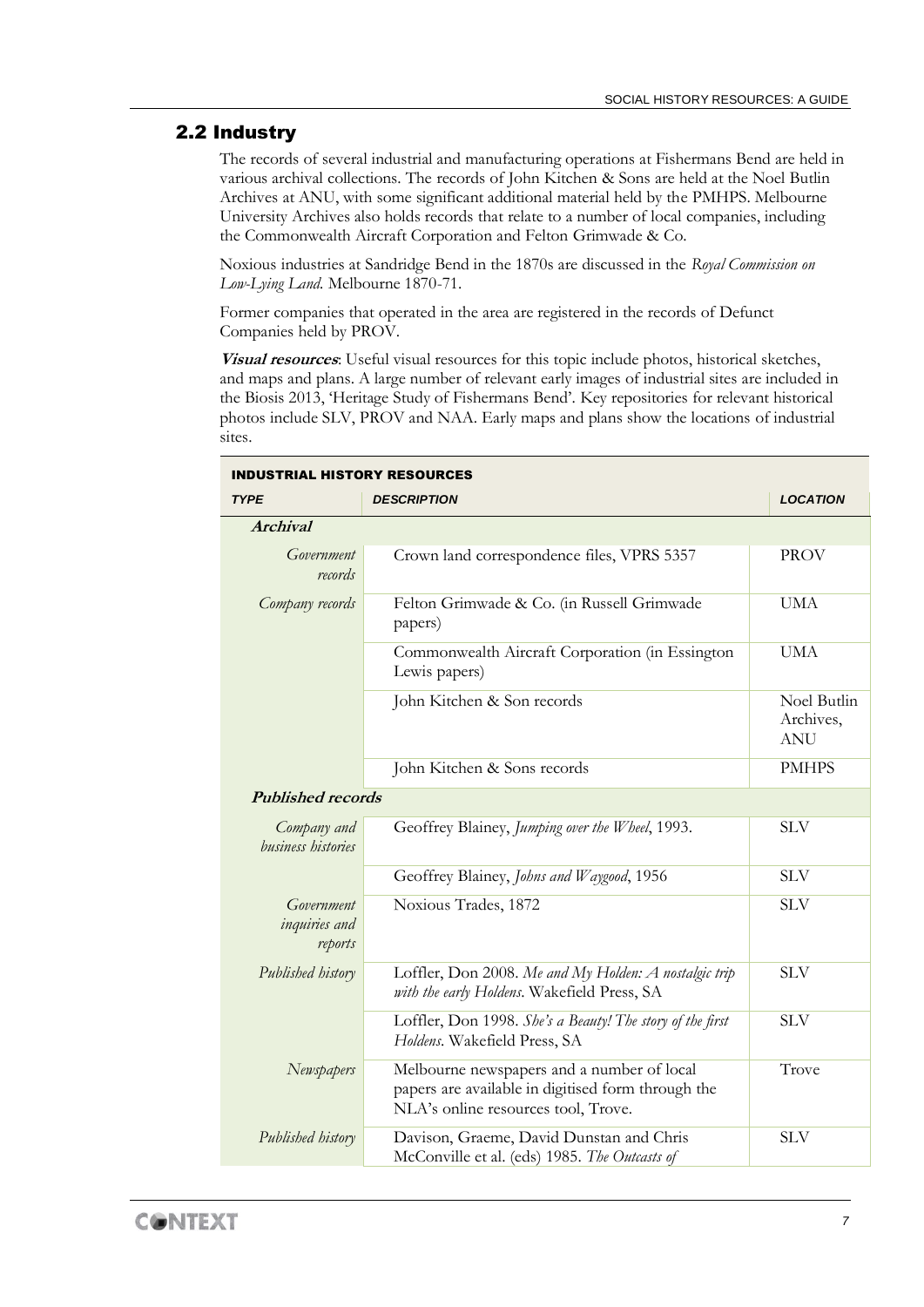## 2.2 Industry

The records of several industrial and manufacturing operations at Fishermans Bend are held in various archival collections. The records of John Kitchen & Sons are held at the Noel Butlin Archives at ANU, with some significant additional material held by the PMHPS. Melbourne University Archives also holds records that relate to a number of local companies, including the Commonwealth Aircraft Corporation and Felton Grimwade & Co.

Noxious industries at Sandridge Bend in the 1870s are discussed in the *Royal Commission on Low-Lying Land.* Melbourne 1870-71.

Former companies that operated in the area are registered in the records of Defunct Companies held by PROV.

***Visual resources***: Useful visual resources for this topic include photos, historical sketches, and maps and plans. A large number of relevant early images of industrial sites are included in the Biosis 2013, 'Heritage Study of Fishermans Bend'. Key repositories for relevant historical photos include SLV, PROV and NAA. Early maps and plans show the locations of industrial sites.

**INDUSTRIAL HISTORY RESOURCES**

| *TYPE* | *DESCRIPTION* | *LOCATION* |
|---|---|---|
| ***Archival*** | | |
| *Government records* | Crown land correspondence files, VPRS 5357 | PROV |
| *Company records* | Felton Grimwade & Co. (in Russell Grimwade papers) | UMA |
| | Commonwealth Aircraft Corporation (in Essington Lewis papers) | UMA |
| | John Kitchen & Son records | Noel Butlin Archives, ANU |
| | John Kitchen & Sons records | PMHPS |
| ***Published records*** | | |
| *Company and business histories* | Geoffrey Blainey, *Jumping over the Wheel*, 1993. | SLV |
| | Geoffrey Blainey, *Johns and Waygood*, 1956 | SLV |
| *Government inquiries and reports* | Noxious Trades, 1872 | SLV |
| *Published history* | Loffler, Don 2008. *Me and My Holden: A nostalgic trip with the early Holdens.* Wakefield Press, SA | SLV |
| | Loffler, Don 1998. *She's a Beauty! The story of the first Holdens.* Wakefield Press, SA | SLV |
| *Newspapers* | Melbourne newspapers and a number of local papers are available in digitised form through the NLA's online resources tool, Trove. | Trove |
| *Published history* | Davison, Graeme, David Dunstan and Chris McConville et al. (eds) 1985. *The Outcasts of* | SLV |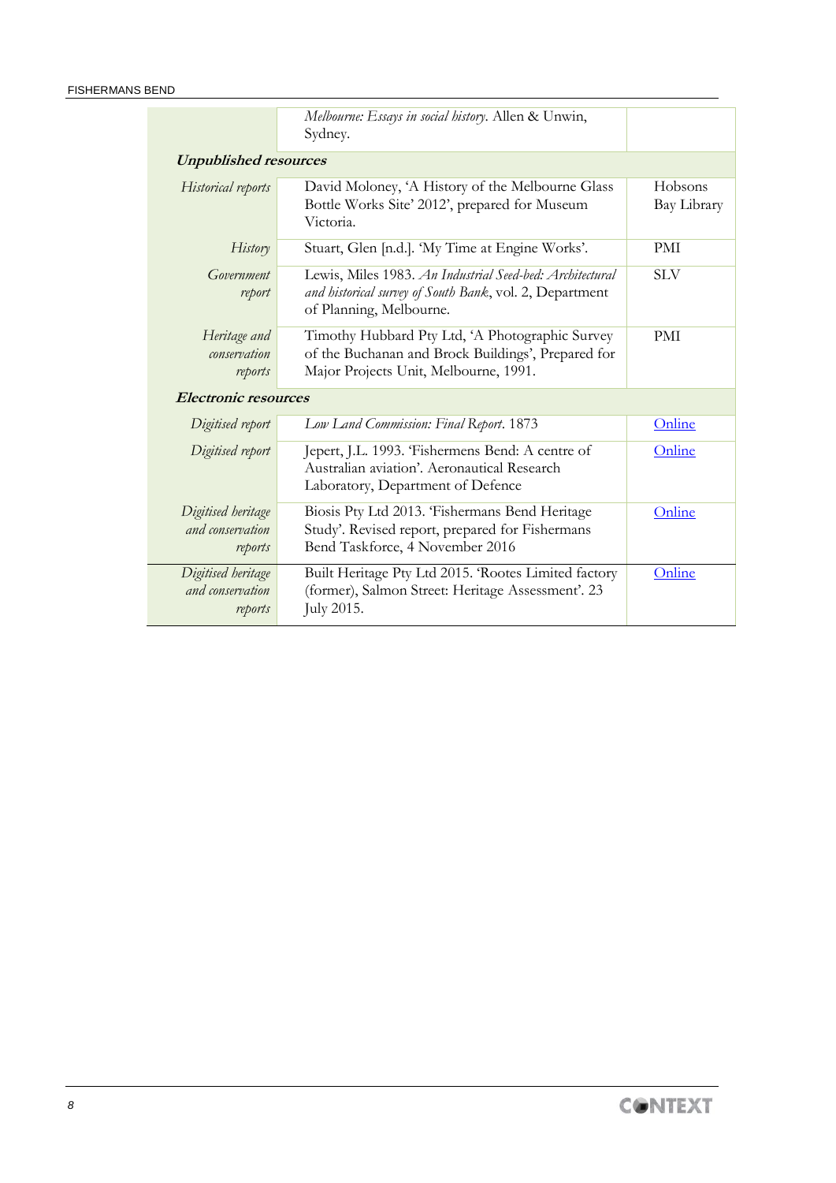| | | |
|---|---|---|
| | *Melbourne: Essays in social history*. Allen & Unwin, Sydney. | |
| ***Unpublished resources*** | | |
| *Historical reports* | David Moloney, 'A History of the Melbourne Glass Bottle Works Site' 2012', prepared for Museum Victoria. | Hobsons Bay Library |
| *History* | Stuart, Glen [n.d.]. 'My Time at Engine Works'. | PMI |
| *Government report* | Lewis, Miles 1983. *An Industrial Seed-bed: Architectural and historical survey of South Bank*, vol. 2, Department of Planning, Melbourne. | SLV |
| *Heritage and conservation reports* | Timothy Hubbard Pty Ltd, 'A Photographic Survey of the Buchanan and Brock Buildings', Prepared for Major Projects Unit, Melbourne, 1991. | PMI |
| ***Electronic resources*** | | |
| *Digitised report* | *Low Land Commission: Final Report*. 1873 | Online |
| *Digitised report* | Jepert, J.L. 1993. 'Fishermens Bend: A centre of Australian aviation'. Aeronautical Research Laboratory, Department of Defence | Online |
| *Digitised heritage and conservation reports* | Biosis Pty Ltd 2013. 'Fishermans Bend Heritage Study'. Revised report, prepared for Fishermans Bend Taskforce, 4 November 2016 | Online |
| *Digitised heritage and conservation reports* | Built Heritage Pty Ltd 2015. 'Rootes Limited factory (former), Salmon Street: Heritage Assessment'. 23 July 2015. | Online |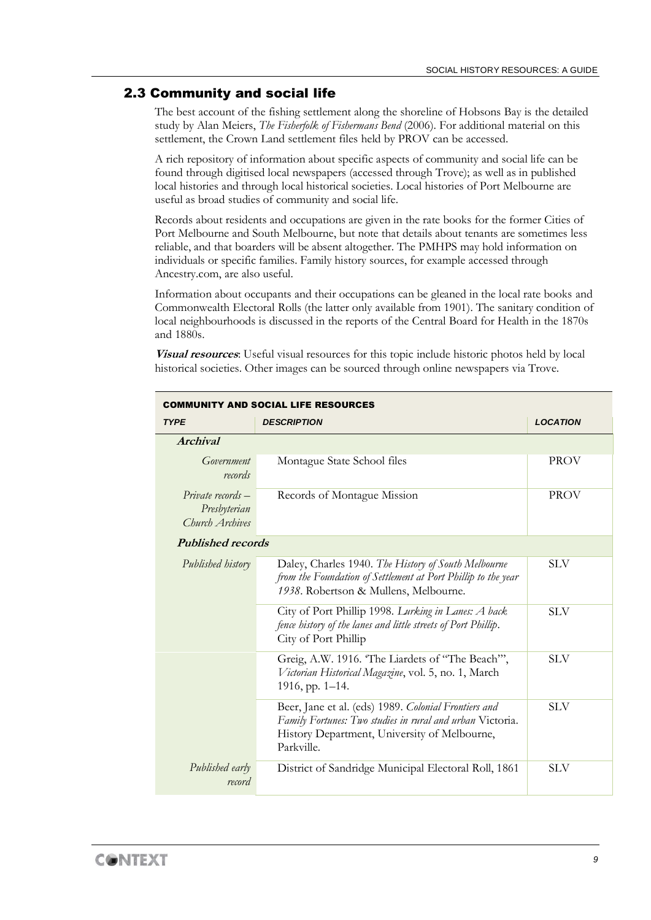## 2.3 Community and social life

The best account of the fishing settlement along the shoreline of Hobsons Bay is the detailed study by Alan Meiers, *The Fisherfolk of Fishermans Bend* (2006). For additional material on this settlement, the Crown Land settlement files held by PROV can be accessed.

A rich repository of information about specific aspects of community and social life can be found through digitised local newspapers (accessed through Trove); as well as in published local histories and through local historical societies. Local histories of Port Melbourne are useful as broad studies of community and social life.

Records about residents and occupations are given in the rate books for the former Cities of Port Melbourne and South Melbourne, but note that details about tenants are sometimes less reliable, and that boarders will be absent altogether. The PMHPS may hold information on individuals or specific families. Family history sources, for example accessed through Ancestry.com, are also useful.

Information about occupants and their occupations can be gleaned in the local rate books and Commonwealth Electoral Rolls (the latter only available from 1901). The sanitary condition of local neighbourhoods is discussed in the reports of the Central Board for Health in the 1870s and 1880s.

***Visual resources***: Useful visual resources for this topic include historic photos held by local historical societies. Other images can be sourced through online newspapers via Trove.

**COMMUNITY AND SOCIAL LIFE RESOURCES**

| *TYPE* | *DESCRIPTION* | *LOCATION* |
|---|---|---|
| ***Archival*** | | |
| *Government records* | Montague State School files | PROV |
| *Private records – Presbyterian Church Archives* | Records of Montague Mission | PROV |
| ***Published records*** | | |
| *Published history* | Daley, Charles 1940. *The History of South Melbourne from the Foundation of Settlement at Port Phillip to the year 1938*. Robertson & Mullens, Melbourne. | SLV |
| | City of Port Phillip 1998. *Lurking in Lanes: A back fence history of the lanes and little streets of Port Phillip*. City of Port Phillip | SLV |
| | Greig, A.W. 1916. 'The Liardets of "The Beach"', *Victorian Historical Magazine*, vol. 5, no. 1, March 1916, pp. 1–14. | SLV |
| | Beer, Jane et al. (eds) 1989. *Colonial Frontiers and Family Fortunes: Two studies in rural and urban* Victoria. History Department, University of Melbourne, Parkville. | SLV |
| *Published early record* | District of Sandridge Municipal Electoral Roll, 1861 | SLV |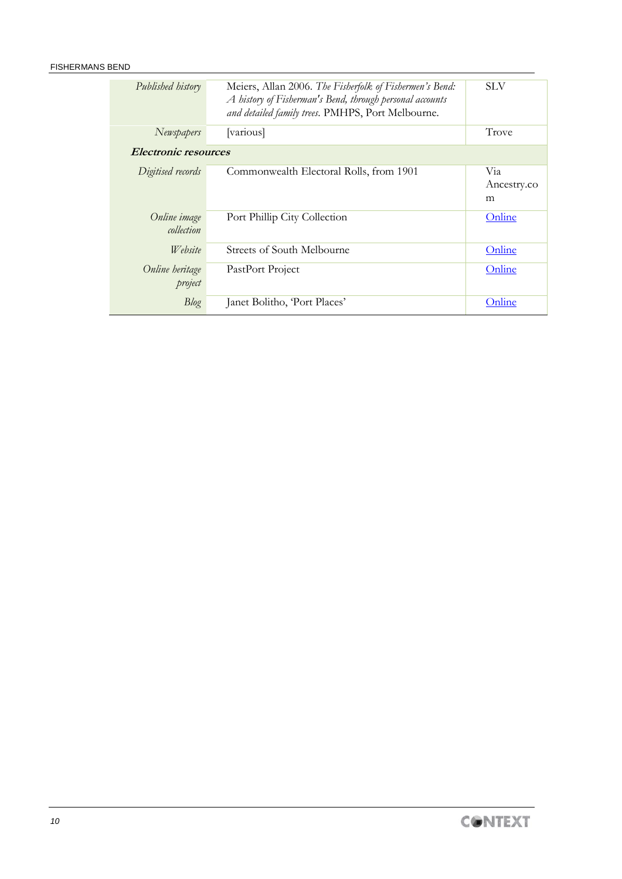| | | |
|---|---|---|
| *Published history* | Meiers, Allan 2006. *The Fisherfolk of Fishermen's Bend: A history of Fisherman's Bend, through personal accounts and detailed family trees*. PMHPS, Port Melbourne. | SLV |
| *Newspapers* | [various] | Trove |
| ***Electronic resources*** | | |
| *Digitised records* | Commonwealth Electoral Rolls, from 1901 | Via Ancestry.com |
| *Online image collection* | Port Phillip City Collection | Online |
| *Website* | Streets of South Melbourne | Online |
| *Online heritage project* | PastPort Project | Online |
| *Blog* | Janet Bolitho, 'Port Places' | Online |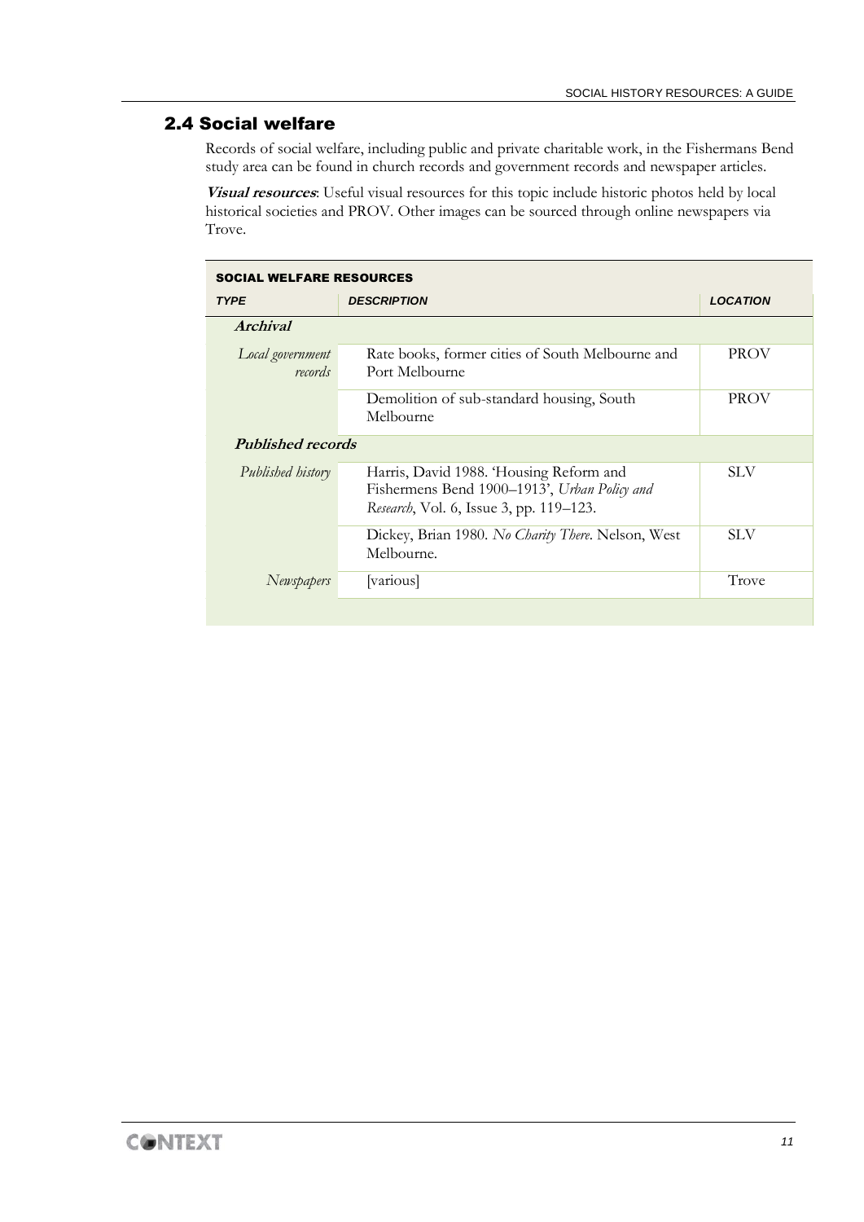## 2.4 Social welfare

Records of social welfare, including public and private charitable work, in the Fishermans Bend study area can be found in church records and government records and newspaper articles.

***Visual resources***: Useful visual resources for this topic include historic photos held by local historical societies and PROV. Other images can be sourced through online newspapers via Trove.

| SOCIAL WELFARE RESOURCES | | |
|---|---|---|
| ***TYPE*** | ***DESCRIPTION*** | ***LOCATION*** |
| ***Archival*** | | |
| *Local government records* | Rate books, former cities of South Melbourne and Port Melbourne | PROV |
| | Demolition of sub-standard housing, South Melbourne | PROV |
| ***Published records*** | | |
| *Published history* | Harris, David 1988. 'Housing Reform and Fishermens Bend 1900–1913', *Urban Policy and Research*, Vol. 6, Issue 3, pp. 119–123. | SLV |
| | Dickey, Brian 1980. *No Charity There*. Nelson, West Melbourne. | SLV |
| *Newspapers* | [various] | Trove |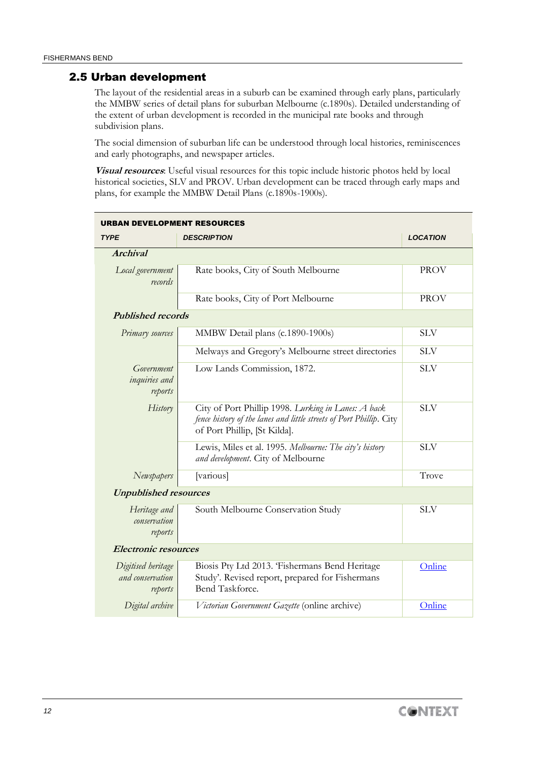## 2.5 Urban development

The layout of the residential areas in a suburb can be examined through early plans, particularly the MMBW series of detail plans for suburban Melbourne (c.1890s). Detailed understanding of the extent of urban development is recorded in the municipal rate books and through subdivision plans.

The social dimension of suburban life can be understood through local histories, reminiscences and early photographs, and newspaper articles.

***Visual resources***: Useful visual resources for this topic include historic photos held by local historical societies, SLV and PROV. Urban development can be traced through early maps and plans, for example the MMBW Detail Plans (c.1890s-1900s).

| **URBAN DEVELOPMENT RESOURCES** | | |
|---|---|---|
| ***TYPE*** | ***DESCRIPTION*** | ***LOCATION*** |
| ***Archival*** | | |
| *Local government records* | Rate books, City of South Melbourne | PROV |
| | Rate books, City of Port Melbourne | PROV |
| ***Published records*** | | |
| *Primary sources* | MMBW Detail plans (c.1890-1900s) | SLV |
| | Melways and Gregory's Melbourne street directories | SLV |
| *Government inquiries and reports* | Low Lands Commission, 1872. | SLV |
| *History* | City of Port Phillip 1998. *Lurking in Lanes: A back fence history of the lanes and little streets of Port Phillip*. City of Port Phillip, [St Kilda]. | SLV |
| | Lewis, Miles et al. 1995. *Melbourne: The city's history and development*. City of Melbourne | SLV |
| *Newspapers* | [various] | Trove |
| ***Unpublished resources*** | | |
| *Heritage and conservation reports* | South Melbourne Conservation Study | SLV |
| ***Electronic resources*** | | |
| *Digitised heritage and conservation reports* | Biosis Pty Ltd 2013. 'Fishermans Bend Heritage Study'. Revised report, prepared for Fishermans Bend Taskforce. | Online |
| *Digital archive* | *Victorian Government Gazette* (online archive) | Online |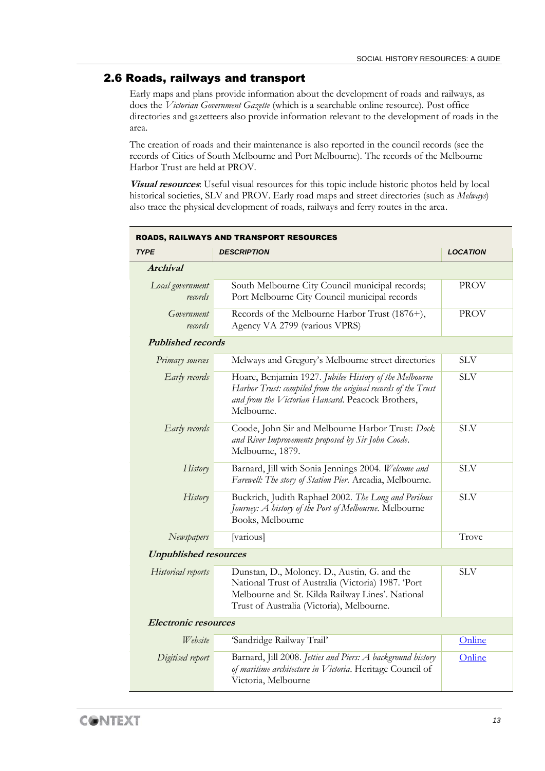## 2.6 Roads, railways and transport

Early maps and plans provide information about the development of roads and railways, as does the *Victorian Government Gazette* (which is a searchable online resource). Post office directories and gazetteers also provide information relevant to the development of roads in the area.

The creation of roads and their maintenance is also reported in the council records (see the records of Cities of South Melbourne and Port Melbourne). The records of the Melbourne Harbor Trust are held at PROV.

***Visual resources***: Useful visual resources for this topic include historic photos held by local historical societies, SLV and PROV. Early road maps and street directories (such as *Melways*) also trace the physical development of roads, railways and ferry routes in the area.

| ROADS, RAILWAYS AND TRANSPORT RESOURCES | | |
|---|---|---|
| ***TYPE*** | ***DESCRIPTION*** | ***LOCATION*** |
| ***Archival*** | | |
| *Local government records* | South Melbourne City Council municipal records; Port Melbourne City Council municipal records | PROV |
| *Government records* | Records of the Melbourne Harbor Trust (1876+), Agency VA 2799 (various VPRS) | PROV |
| ***Published records*** | | |
| *Primary sources* | Melways and Gregory's Melbourne street directories | SLV |
| *Early records* | Hoare, Benjamin 1927. *Jubilee History of the Melbourne Harbor Trust: compiled from the original records of the Trust and from the Victorian Hansard*. Peacock Brothers, Melbourne. | SLV |
| *Early records* | Coode, John Sir and Melbourne Harbor Trust: *Dock and River Improvements proposed by Sir John Coode*. Melbourne, 1879. | SLV |
| *History* | Barnard, Jill with Sonia Jennings 2004. *Welcome and Farewell: The story of Station Pier*. Arcadia, Melbourne. | SLV |
| *History* | Buckrich, Judith Raphael 2002. *The Long and Perilous Journey: A history of the Port of Melbourne*. Melbourne Books, Melbourne | SLV |
| *Newspapers* | [various] | Trove |
| ***Unpublished resources*** | | |
| *Historical reports* | Dunstan, D., Moloney. D., Austin, G. and the National Trust of Australia (Victoria) 1987. 'Port Melbourne and St. Kilda Railway Lines'. National Trust of Australia (Victoria), Melbourne. | SLV |
| ***Electronic resources*** | | |
| *Website* | 'Sandridge Railway Trail' | Online |
| *Digitised report* | Barnard, Jill 2008. *Jetties and Piers: A background history of maritime architecture in Victoria*. Heritage Council of Victoria, Melbourne | Online |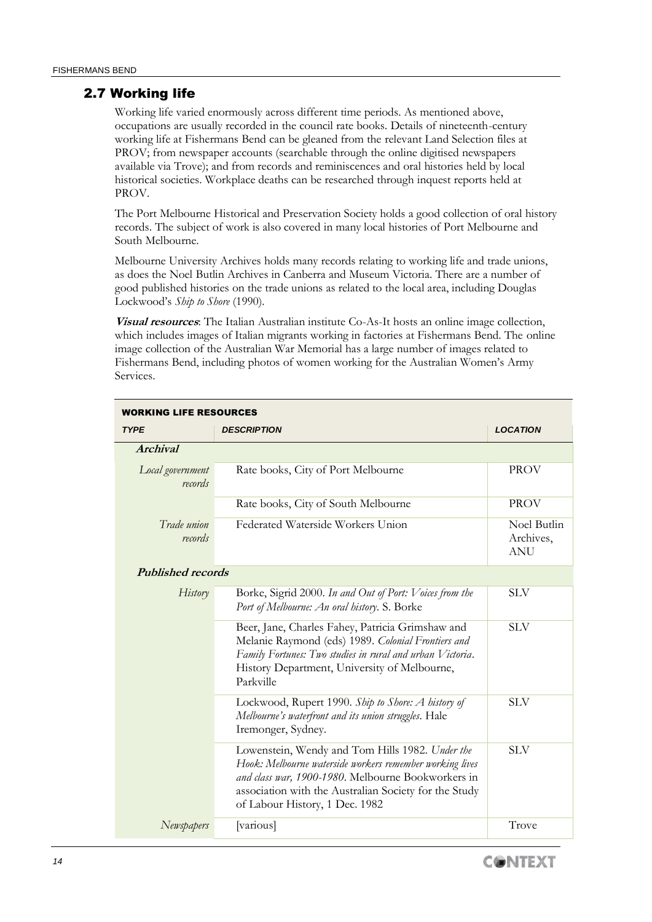## 2.7 Working life

Working life varied enormously across different time periods. As mentioned above, occupations are usually recorded in the council rate books. Details of nineteenth-century working life at Fishermans Bend can be gleaned from the relevant Land Selection files at PROV; from newspaper accounts (searchable through the online digitised newspapers available via Trove); and from records and reminiscences and oral histories held by local historical societies. Workplace deaths can be researched through inquest reports held at PROV.

The Port Melbourne Historical and Preservation Society holds a good collection of oral history records. The subject of work is also covered in many local histories of Port Melbourne and South Melbourne.

Melbourne University Archives holds many records relating to working life and trade unions, as does the Noel Butlin Archives in Canberra and Museum Victoria. There are a number of good published histories on the trade unions as related to the local area, including Douglas Lockwood's *Ship to Shore* (1990).

***Visual resources***: The Italian Australian institute Co-As-It hosts an online image collection, which includes images of Italian migrants working in factories at Fishermans Bend. The online image collection of the Australian War Memorial has a large number of images related to Fishermans Bend, including photos of women working for the Australian Women's Army Services.

**WORKING LIFE RESOURCES**

| *TYPE* | *DESCRIPTION* | *LOCATION* |
|---|---|---|
| ***Archival*** | | |
| *Local government records* | Rate books, City of Port Melbourne | PROV |
| | Rate books, City of South Melbourne | PROV |
| *Trade union records* | Federated Waterside Workers Union | Noel Butlin Archives, ANU |
| ***Published records*** | | |
| *History* | Borke, Sigrid 2000. *In and Out of Port: Voices from the Port of Melbourne: An oral history*. S. Borke | SLV |
| | Beer, Jane, Charles Fahey, Patricia Grimshaw and Melanie Raymond (eds) 1989. *Colonial Frontiers and Family Fortunes: Two studies in rural and urban Victoria*. History Department, University of Melbourne, Parkville | SLV |
| | Lockwood, Rupert 1990. *Ship to Shore: A history of Melbourne's waterfront and its union struggles*. Hale Iremonger, Sydney. | SLV |
| | Lowenstein, Wendy and Tom Hills 1982. *Under the Hook: Melbourne waterside workers remember working lives and class war, 1900-1980*. Melbourne Bookworkers in association with the Australian Society for the Study of Labour History, 1 Dec. 1982 | SLV |
| *Newspapers* | [various] | Trove |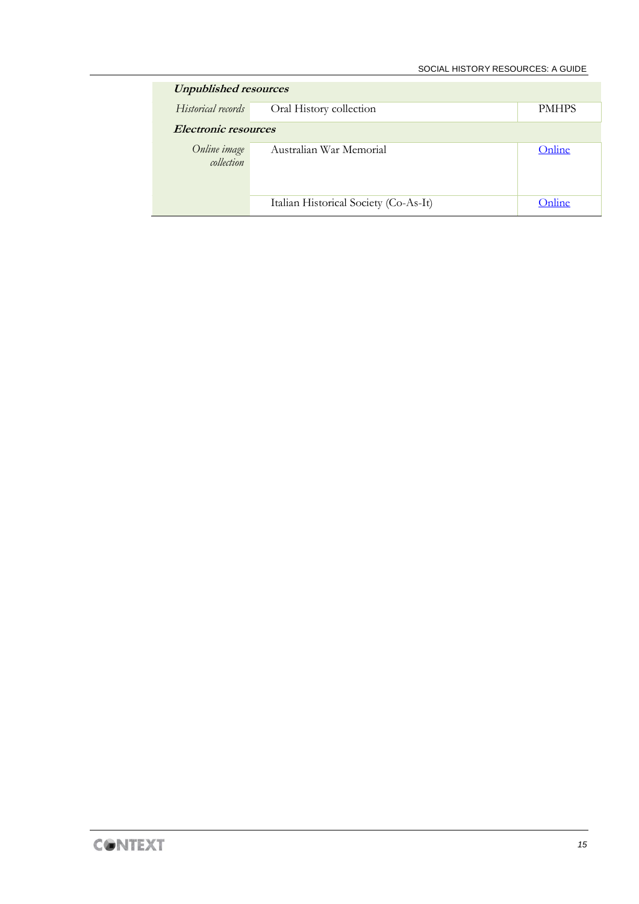| ***Unpublished resources*** | | |
|---|---|---|
| *Historical records* | Oral History collection | PMHPS |
| ***Electronic resources*** | | |
| *Online image collection* | Australian War Memorial | Online |
| | Italian Historical Society (Co-As-It) | Online |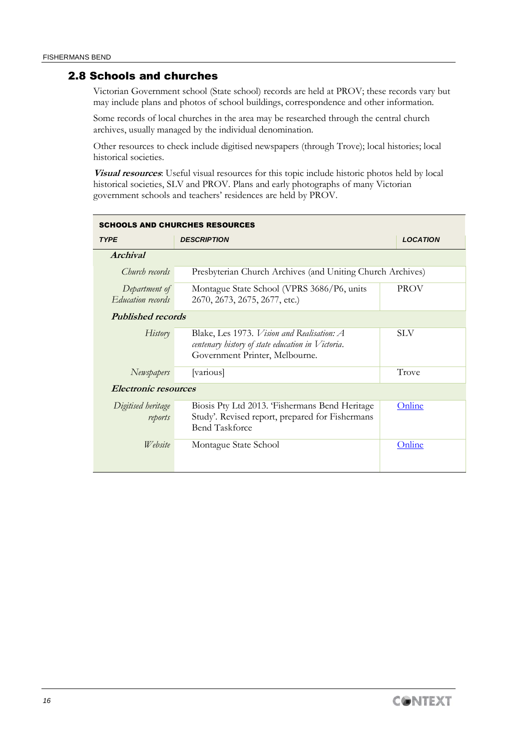## 2.8 Schools and churches

Victorian Government school (State school) records are held at PROV; these records vary but may include plans and photos of school buildings, correspondence and other information.

Some records of local churches in the area may be researched through the central church archives, usually managed by the individual denomination.

Other resources to check include digitised newspapers (through Trove); local histories; local historical societies.

***Visual resources***: Useful visual resources for this topic include historic photos held by local historical societies, SLV and PROV. Plans and early photographs of many Victorian government schools and teachers' residences are held by PROV.

**SCHOOLS AND CHURCHES RESOURCES**

| ***TYPE*** | ***DESCRIPTION*** | ***LOCATION*** |
|---|---|---|
| ***Archival*** | | |
| *Church records* | Presbyterian Church Archives (and Uniting Church Archives) | |
| *Department of Education records* | Montague State School (VPRS 3686/P6, units 2670, 2673, 2675, 2677, etc.) | PROV |
| ***Published records*** | | |
| *History* | Blake, Les 1973. *Vision and Realisation: A centenary history of state education in Victoria*. Government Printer, Melbourne. | SLV |
| *Newspapers* | [various] | Trove |
| ***Electronic resources*** | | |
| *Digitised heritage reports* | Biosis Pty Ltd 2013. 'Fishermans Bend Heritage Study'. Revised report, prepared for Fishermans Bend Taskforce | Online |
| *Website* | Montague State School | Online |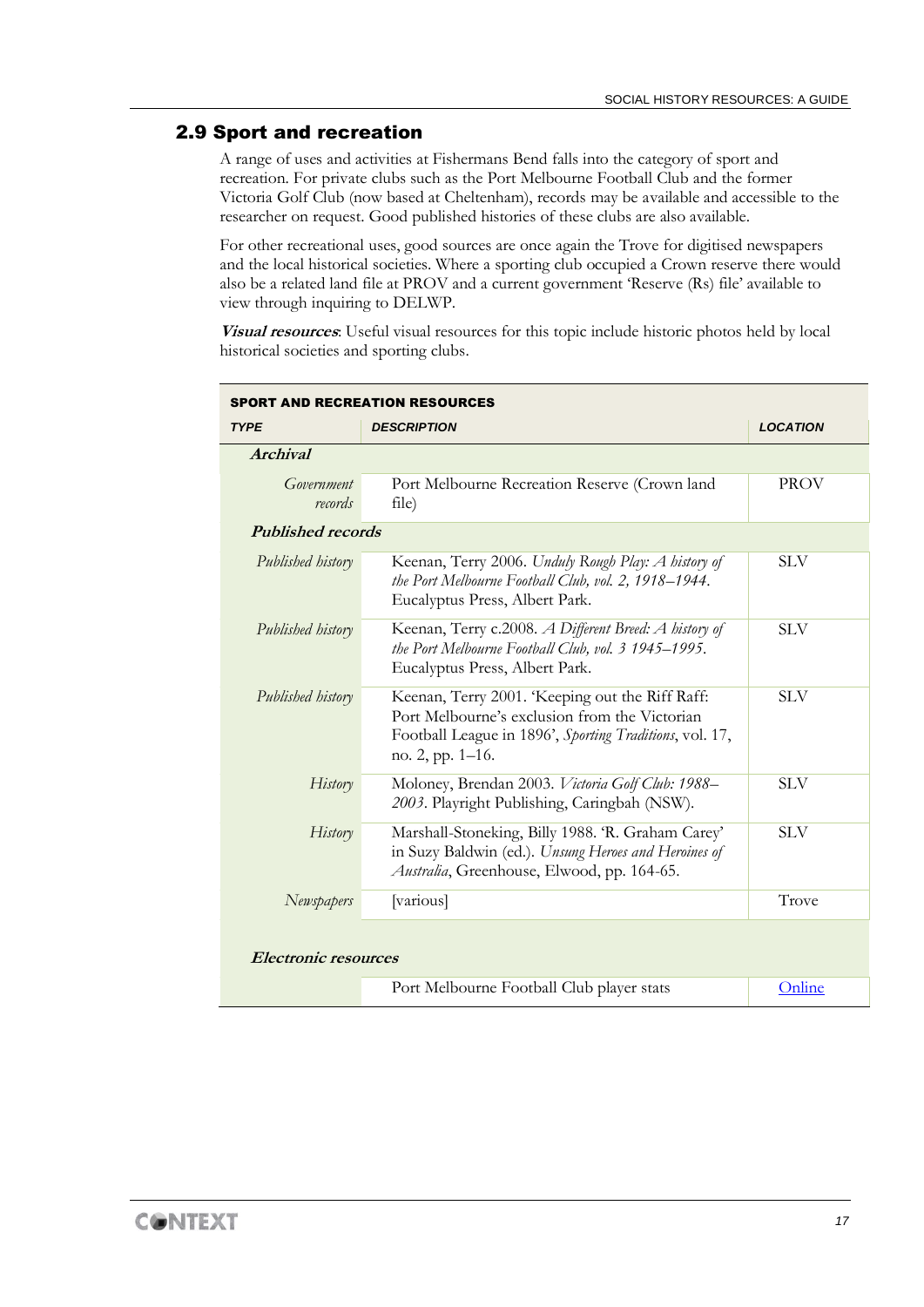## 2.9 Sport and recreation

A range of uses and activities at Fishermans Bend falls into the category of sport and recreation. For private clubs such as the Port Melbourne Football Club and the former Victoria Golf Club (now based at Cheltenham), records may be available and accessible to the researcher on request. Good published histories of these clubs are also available.

For other recreational uses, good sources are once again the Trove for digitised newspapers and the local historical societies. Where a sporting club occupied a Crown reserve there would also be a related land file at PROV and a current government 'Reserve (Rs) file' available to view through inquiring to DELWP.

***Visual resources***: Useful visual resources for this topic include historic photos held by local historical societies and sporting clubs.

| **SPORT AND RECREATION RESOURCES** | | |
|---|---|---|
| ***TYPE*** | ***DESCRIPTION*** | ***LOCATION*** |
| ***Archival*** | | |
| *Government records* | Port Melbourne Recreation Reserve (Crown land file) | PROV |
| ***Published records*** | | |
| *Published history* | Keenan, Terry 2006. *Unduly Rough Play: A history of the Port Melbourne Football Club, vol. 2, 1918–1944*. Eucalyptus Press, Albert Park. | SLV |
| *Published history* | Keenan, Terry c.2008. *A Different Breed: A history of the Port Melbourne Football Club, vol. 3 1945–1995*. Eucalyptus Press, Albert Park. | SLV |
| *Published history* | Keenan, Terry 2001. 'Keeping out the Riff Raff: Port Melbourne's exclusion from the Victorian Football League in 1896', *Sporting Traditions*, vol. 17, no. 2, pp. 1–16. | SLV |
| *History* | Moloney, Brendan 2003. *Victoria Golf Club: 1988–2003*. Playright Publishing, Caringbah (NSW). | SLV |
| *History* | Marshall-Stoneking, Billy 1988. 'R. Graham Carey' in Suzy Baldwin (ed.). *Unsung Heroes and Heroines of Australia*, Greenhouse, Elwood, pp. 164-65. | SLV |
| *Newspapers* | [various] | Trove |
| ***Electronic resources*** | | |
| | Port Melbourne Football Club player stats | Online |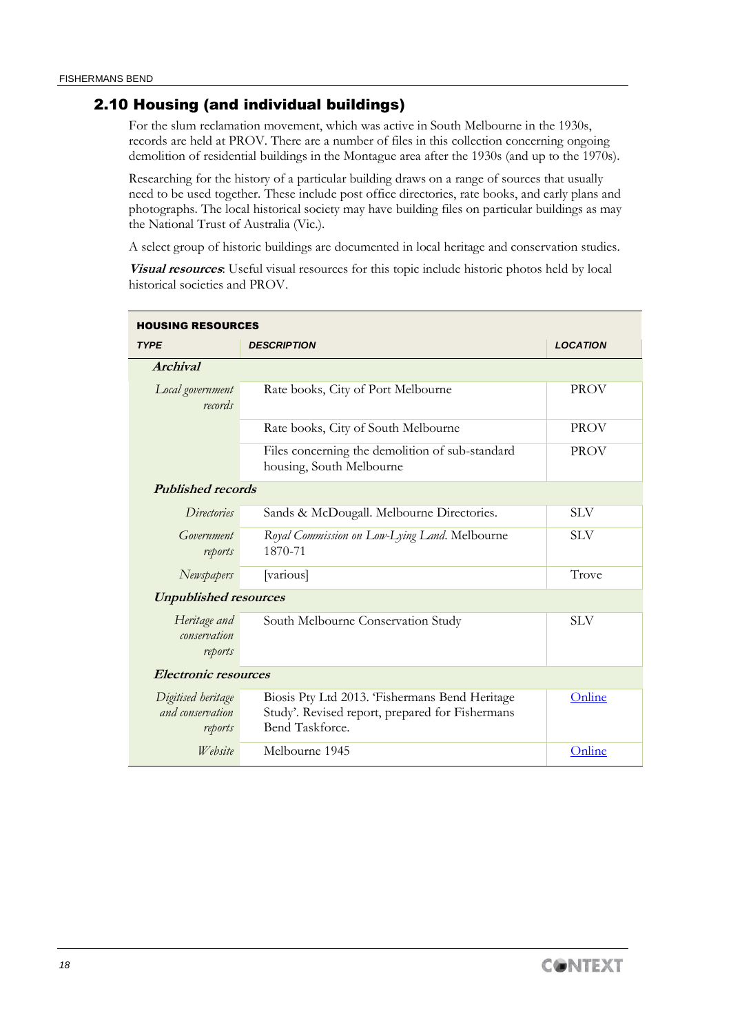## 2.10 Housing (and individual buildings)

For the slum reclamation movement, which was active in South Melbourne in the 1930s, records are held at PROV. There are a number of files in this collection concerning ongoing demolition of residential buildings in the Montague area after the 1930s (and up to the 1970s).

Researching for the history of a particular building draws on a range of sources that usually need to be used together. These include post office directories, rate books, and early plans and photographs. The local historical society may have building files on particular buildings as may the National Trust of Australia (Vic.).

A select group of historic buildings are documented in local heritage and conservation studies.

***Visual resources***: Useful visual resources for this topic include historic photos held by local historical societies and PROV.

| **HOUSING RESOURCES** | | |
|---|---|---|
| ***TYPE*** | ***DESCRIPTION*** | ***LOCATION*** |
| ***Archival*** | | |
| *Local government records* | Rate books, City of Port Melbourne | PROV |
| | Rate books, City of South Melbourne | PROV |
| | Files concerning the demolition of sub-standard housing, South Melbourne | PROV |
| ***Published records*** | | |
| *Directories* | Sands & McDougall. Melbourne Directories. | SLV |
| *Government reports* | *Royal Commission on Low-Lying Land*. Melbourne 1870-71 | SLV |
| *Newspapers* | [various] | Trove |
| ***Unpublished resources*** | | |
| *Heritage and conservation reports* | South Melbourne Conservation Study | SLV |
| ***Electronic resources*** | | |
| *Digitised heritage and conservation reports* | Biosis Pty Ltd 2013. 'Fishermans Bend Heritage Study'. Revised report, prepared for Fishermans Bend Taskforce. | Online |
| *Website* | Melbourne 1945 | Online |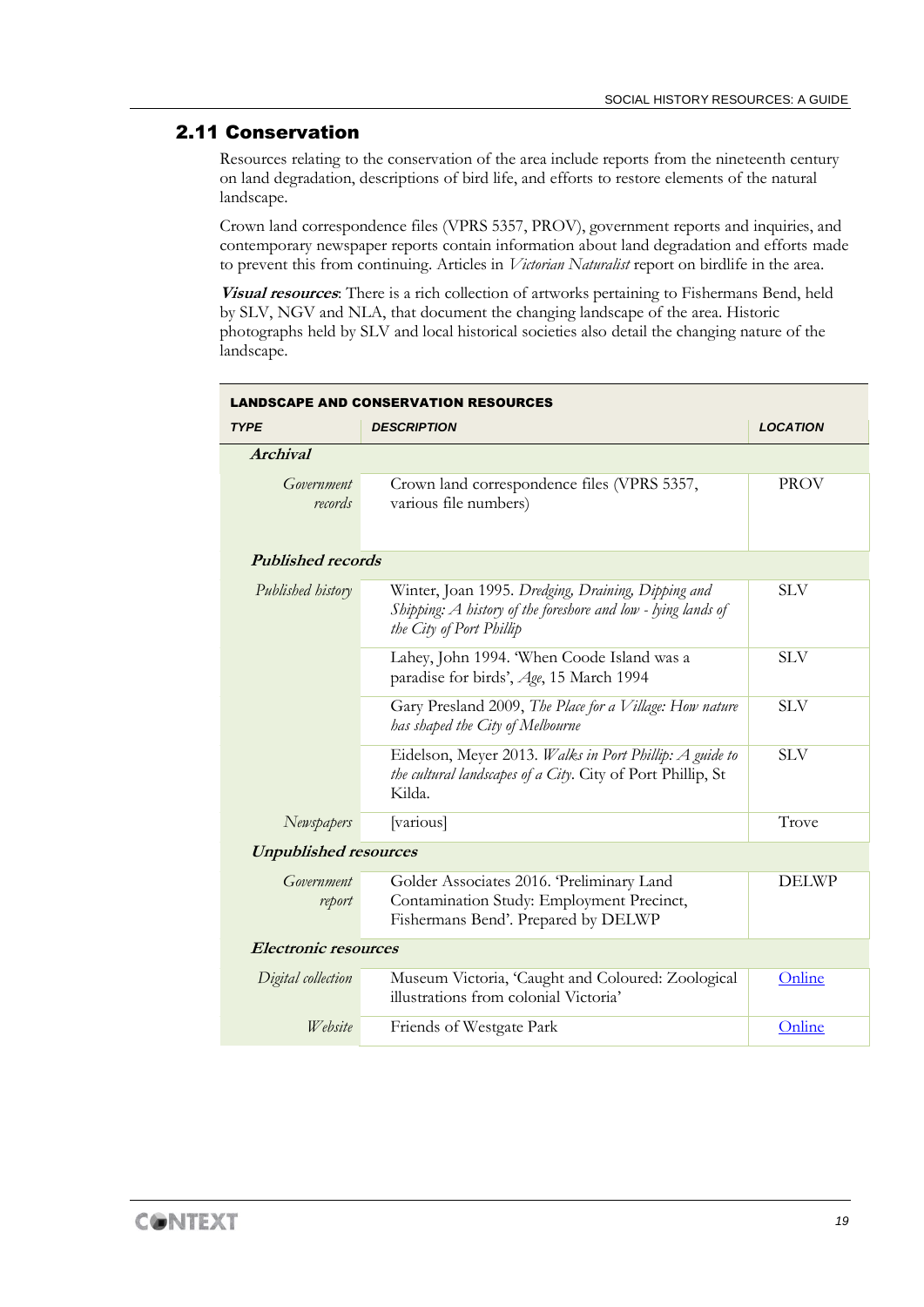## 2.11 Conservation

Resources relating to the conservation of the area include reports from the nineteenth century on land degradation, descriptions of bird life, and efforts to restore elements of the natural landscape.

Crown land correspondence files (VPRS 5357, PROV), government reports and inquiries, and contemporary newspaper reports contain information about land degradation and efforts made to prevent this from continuing. Articles in *Victorian Naturalist* report on birdlife in the area.

***Visual resources***: There is a rich collection of artworks pertaining to Fishermans Bend, held by SLV, NGV and NLA, that document the changing landscape of the area. Historic photographs held by SLV and local historical societies also detail the changing nature of the landscape.

| **LANDSCAPE AND CONSERVATION RESOURCES** | | |
|---|---|---|
| ***TYPE*** | ***DESCRIPTION*** | ***LOCATION*** |
| ***Archival*** | | |
| *Government records* | Crown land correspondence files (VPRS 5357, various file numbers) | PROV |
| ***Published records*** | | |
| *Published history* | Winter, Joan 1995. *Dredging, Draining, Dipping and Shipping: A history of the foreshore and low - lying lands of the City of Port Phillip* | SLV |
| | Lahey, John 1994. 'When Coode Island was a paradise for birds', *Age*, 15 March 1994 | SLV |
| | Gary Presland 2009, *The Place for a Village: How nature has shaped the City of Melbourne* | SLV |
| | Eidelson, Meyer 2013. *Walks in Port Phillip: A guide to the cultural landscapes of a City*. City of Port Phillip, St Kilda. | SLV |
| *Newspapers* | [various] | Trove |
| ***Unpublished resources*** | | |
| *Government report* | Golder Associates 2016. 'Preliminary Land Contamination Study: Employment Precinct, Fishermans Bend'. Prepared by DELWP | DELWP |
| ***Electronic resources*** | | |
| *Digital collection* | Museum Victoria, 'Caught and Coloured: Zoological illustrations from colonial Victoria' | Online |
| *Website* | Friends of Westgate Park | Online |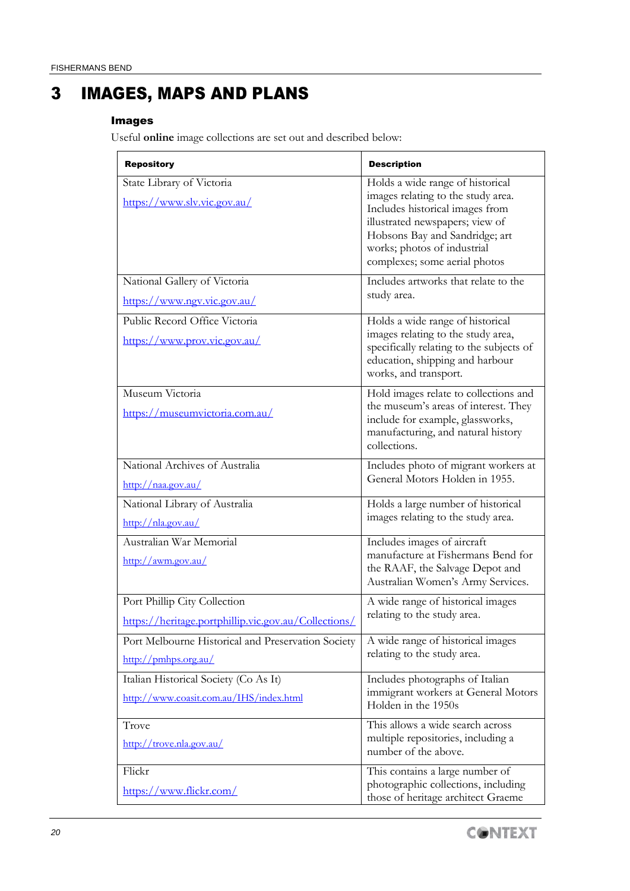# 3 IMAGES, MAPS AND PLANS

### Images

Useful **online** image collections are set out and described below:

| Repository | Description |
|---|---|
| State Library of Victoria<br>https://www.slv.vic.gov.au/ | Holds a wide range of historical images relating to the study area. Includes historical images from illustrated newspapers; view of Hobsons Bay and Sandridge; art works; photos of industrial complexes; some aerial photos |
| National Gallery of Victoria<br>https://www.ngv.vic.gov.au/ | Includes artworks that relate to the study area. |
| Public Record Office Victoria<br>https://www.prov.vic.gov.au/ | Holds a wide range of historical images relating to the study area, specifically relating to the subjects of education, shipping and harbour works, and transport. |
| Museum Victoria<br>https://museumvictoria.com.au/ | Hold images relate to collections and the museum's areas of interest. They include for example, glassworks, manufacturing, and natural history collections. |
| National Archives of Australia<br>http://naa.gov.au/ | Includes photo of migrant workers at General Motors Holden in 1955. |
| National Library of Australia<br>http://nla.gov.au/ | Holds a large number of historical images relating to the study area. |
| Australian War Memorial<br>http://awm.gov.au/ | Includes images of aircraft manufacture at Fishermans Bend for the RAAF, the Salvage Depot and Australian Women's Army Services. |
| Port Phillip City Collection<br>https://heritage.portphillip.vic.gov.au/Collections/ | A wide range of historical images relating to the study area. |
| Port Melbourne Historical and Preservation Society<br>http://pmhps.org.au/ | A wide range of historical images relating to the study area. |
| Italian Historical Society (Co As It)<br>http://www.coasit.com.au/IHS/index.html | Includes photographs of Italian immigrant workers at General Motors Holden in the 1950s |
| Trove<br>http://trove.nla.gov.au/ | This allows a wide search across multiple repositories, including a number of the above. |
| Flickr<br>https://www.flickr.com/ | This contains a large number of photographic collections, including those of heritage architect Graeme |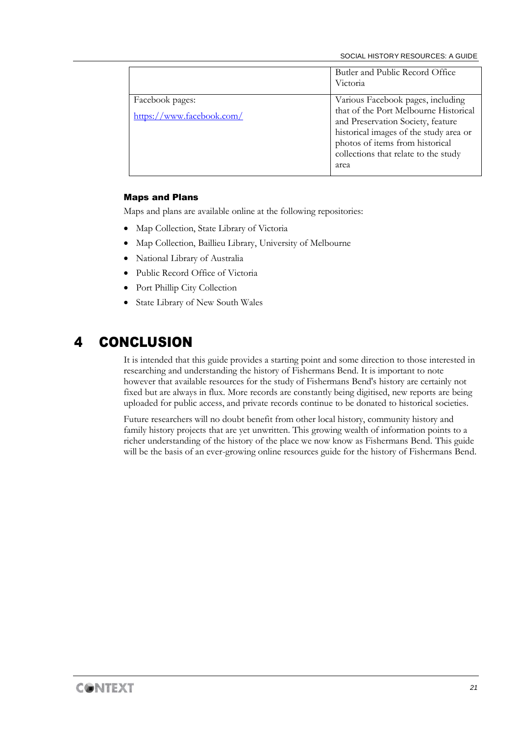| | |
|---|---|
| | Butler and Public Record Office Victoria |
| Facebook pages: https://www.facebook.com/ | Various Facebook pages, including that of the Port Melbourne Historical and Preservation Society, feature historical images of the study area or photos of items from historical collections that relate to the study area |

### Maps and Plans

Maps and plans are available online at the following repositories:

- Map Collection, State Library of Victoria
- Map Collection, Baillieu Library, University of Melbourne
- National Library of Australia
- Public Record Office of Victoria
- Port Phillip City Collection
- State Library of New South Wales

# 4 CONCLUSION

It is intended that this guide provides a starting point and some direction to those interested in researching and understanding the history of Fishermans Bend. It is important to note however that available resources for the study of Fishermans Bend's history are certainly not fixed but are always in flux. More records are constantly being digitised, new reports are being uploaded for public access, and private records continue to be donated to historical societies.

Future researchers will no doubt benefit from other local history, community history and family history projects that are yet unwritten. This growing wealth of information points to a richer understanding of the history of the place we now know as Fishermans Bend. This guide will be the basis of an ever-growing online resources guide for the history of Fishermans Bend.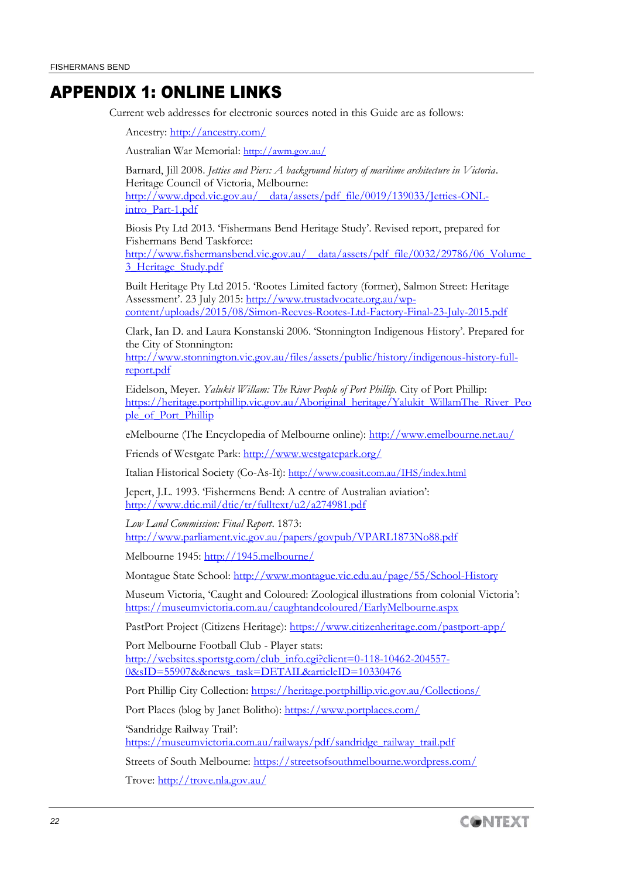# APPENDIX 1: ONLINE LINKS

Current web addresses for electronic sources noted in this Guide are as follows:

Ancestry: http://ancestry.com/

Australian War Memorial: http://awm.gov.au/

Barnard, Jill 2008. *Jetties and Piers: A background history of maritime architecture in Victoria*. Heritage Council of Victoria, Melbourne: http://www.dpcd.vic.gov.au/__data/assets/pdf_file/0019/139033/Jetties-ONL-intro_Part-1.pdf

Biosis Pty Ltd 2013. 'Fishermans Bend Heritage Study'. Revised report, prepared for Fishermans Bend Taskforce: http://www.fishermansbend.vic.gov.au/__data/assets/pdf_file/0032/29786/06_Volume_3_Heritage_Study.pdf

Built Heritage Pty Ltd 2015. 'Rootes Limited factory (former), Salmon Street: Heritage Assessment'. 23 July 2015: http://www.trustadvocate.org.au/wp-content/uploads/2015/08/Simon-Reeves-Rootes-Ltd-Factory-Final-23-July-2015.pdf

Clark, Ian D. and Laura Konstanski 2006. 'Stonnington Indigenous History'. Prepared for the City of Stonnington: http://www.stonnington.vic.gov.au/files/assets/public/history/indigenous-history-full-report.pdf

Eidelson, Meyer. *Yalukit Willam: The River People of Port Phillip*. City of Port Phillip: https://heritage.portphillip.vic.gov.au/Aboriginal_heritage/Yalukit_WillamThe_River_People_of_Port_Phillip

eMelbourne (The Encyclopedia of Melbourne online): http://www.emelbourne.net.au/

Friends of Westgate Park: http://www.westgatepark.org/

Italian Historical Society (Co-As-It): http://www.coasit.com.au/IHS/index.html

Jepert, J.L. 1993. 'Fishermens Bend: A centre of Australian aviation': http://www.dtic.mil/dtic/tr/fulltext/u2/a274981.pdf

*Low Land Commission: Final Report*. 1873: http://www.parliament.vic.gov.au/papers/govpub/VPARL1873No88.pdf

Melbourne 1945: http://1945.melbourne/

Montague State School: http://www.montague.vic.edu.au/page/55/School-History

Museum Victoria, 'Caught and Coloured: Zoological illustrations from colonial Victoria': https://museumvictoria.com.au/caughtandcoloured/EarlyMelbourne.aspx

PastPort Project (Citizens Heritage): https://www.citizenheritage.com/pastport-app/

Port Melbourne Football Club - Player stats: http://websites.sportstg.com/club_info.cgi?client=0-118-10462-204557-0&sID=55907&&news_task=DETAIL&articleID=10330476

Port Phillip City Collection: https://heritage.portphillip.vic.gov.au/Collections/

Port Places (blog by Janet Bolitho): https://www.portplaces.com/

'Sandridge Railway Trail': https://museumvictoria.com.au/railways/pdf/sandridge_railway_trail.pdf

Streets of South Melbourne: https://streetsofsouthmelbourne.wordpress.com/

Trove: http://trove.nla.gov.au/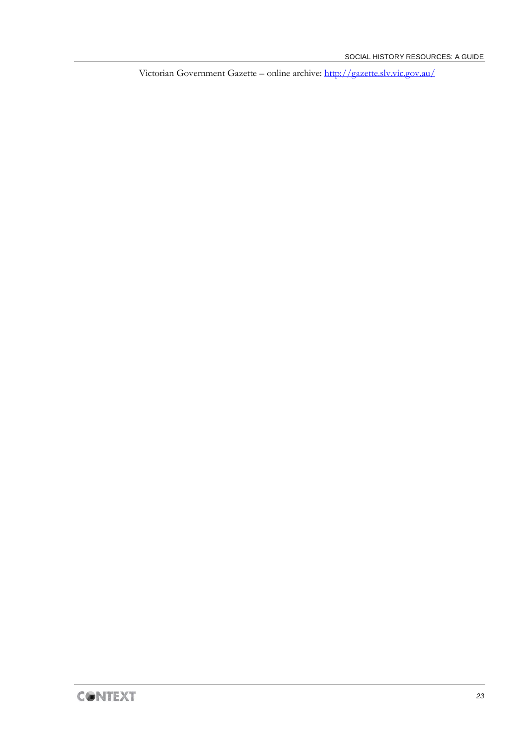Victorian Government Gazette – online archive: [http://gazette.slv.vic.gov.au/](http://gazette.slv.vic.gov.au/)